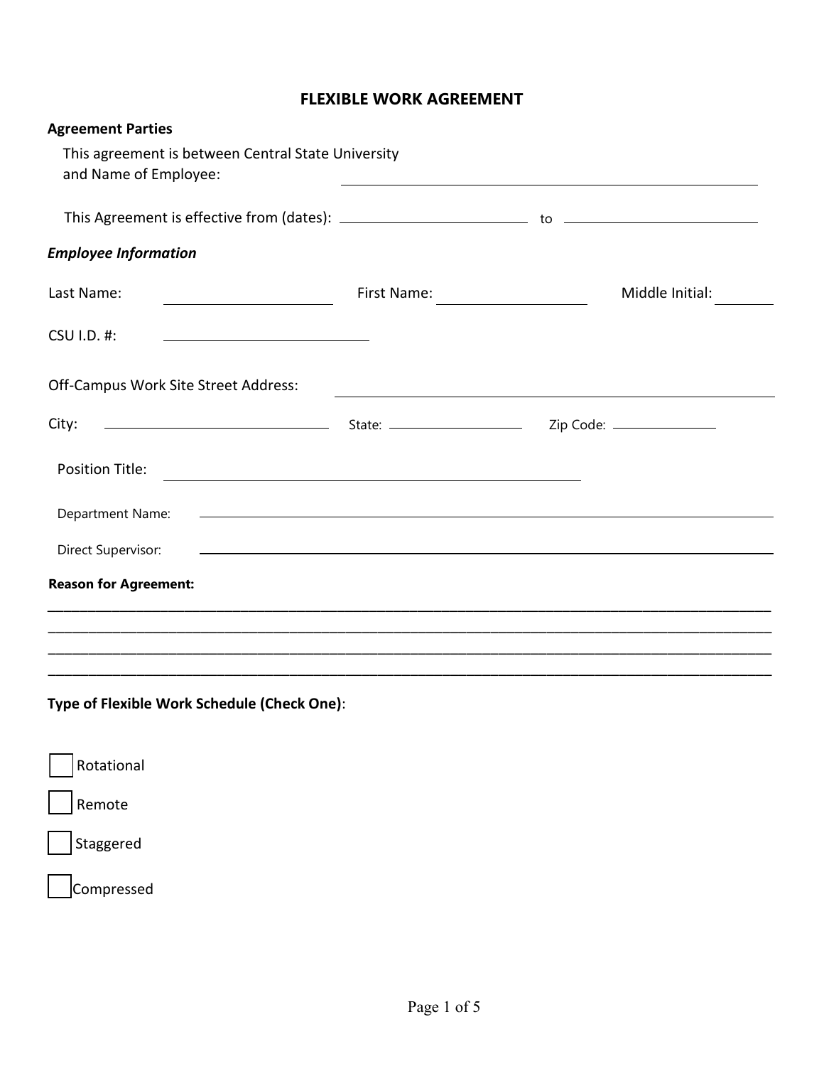# FLEXIBLE WORK AGREEMENT

**Agreement Parties**

This agreement is between Central State University and Name of Employee: ______________________________

This Agreement is effective from (dates): ____________________ to ____________________

***Employee Information***

Last Name: ____________________ First Name: ____________________ Middle Initial: ________

CSU I.D. #: ____________________

Off-Campus Work Site Street Address: ______________________________

City: ____________________ State: ____________________ Zip Code: ____________________

Position Title: ______________________________

Department Name: ______________________________

Direct Supervisor: ______________________________

**Reason for Agreement:**

______________________________________________________________________________

______________________________________________________________________________

______________________________________________________________________________

______________________________________________________________________________

**Type of Flexible Work Schedule (Check One)**:

☐ Rotational

☐ Remote

☐ Staggered

☐ Compressed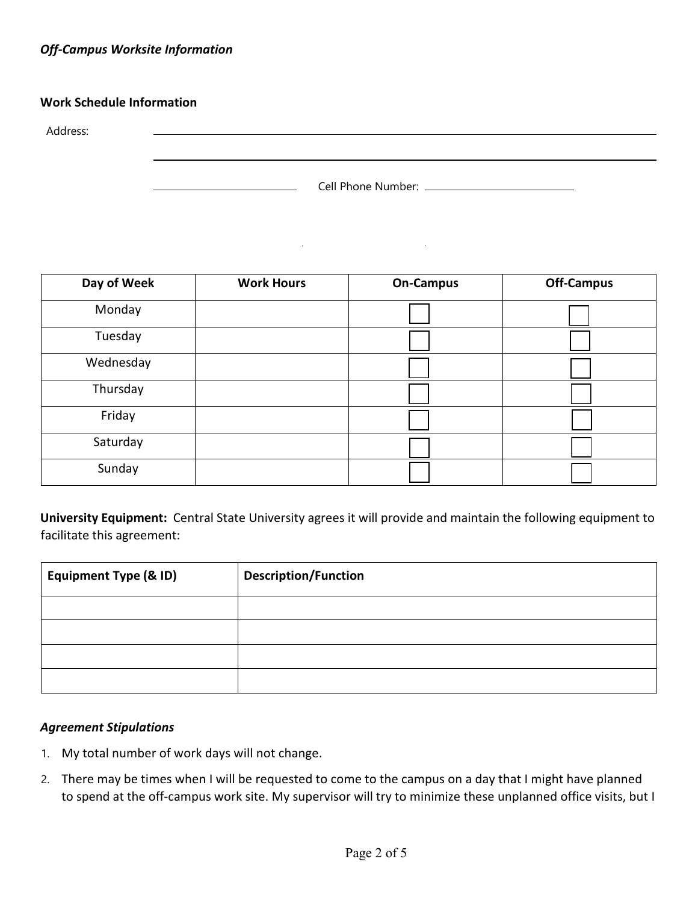***Off-Campus Worksite Information***

**Work Schedule Information**

Address: ______________________________________________

______________________________________________

______________________ Cell Phone Number: ______________________

| Day of Week | Work Hours | On-Campus | Off-Campus |
|---|---|---|---|
| Monday | | ☐ | ☐ |
| Tuesday | | ☐ | ☐ |
| Wednesday | | ☐ | ☐ |
| Thursday | | ☐ | ☐ |
| Friday | | ☐ | ☐ |
| Saturday | | ☐ | ☐ |
| Sunday | | ☐ | ☐ |

**University Equipment:** Central State University agrees it will provide and maintain the following equipment to facilitate this agreement:

| Equipment Type (& ID) | Description/Function |
|---|---|
| | |
| | |
| | |
| | |

***Agreement Stipulations***

1. My total number of work days will not change.
2. There may be times when I will be requested to come to the campus on a day that I might have planned to spend at the off-campus work site. My supervisor will try to minimize these unplanned office visits, but I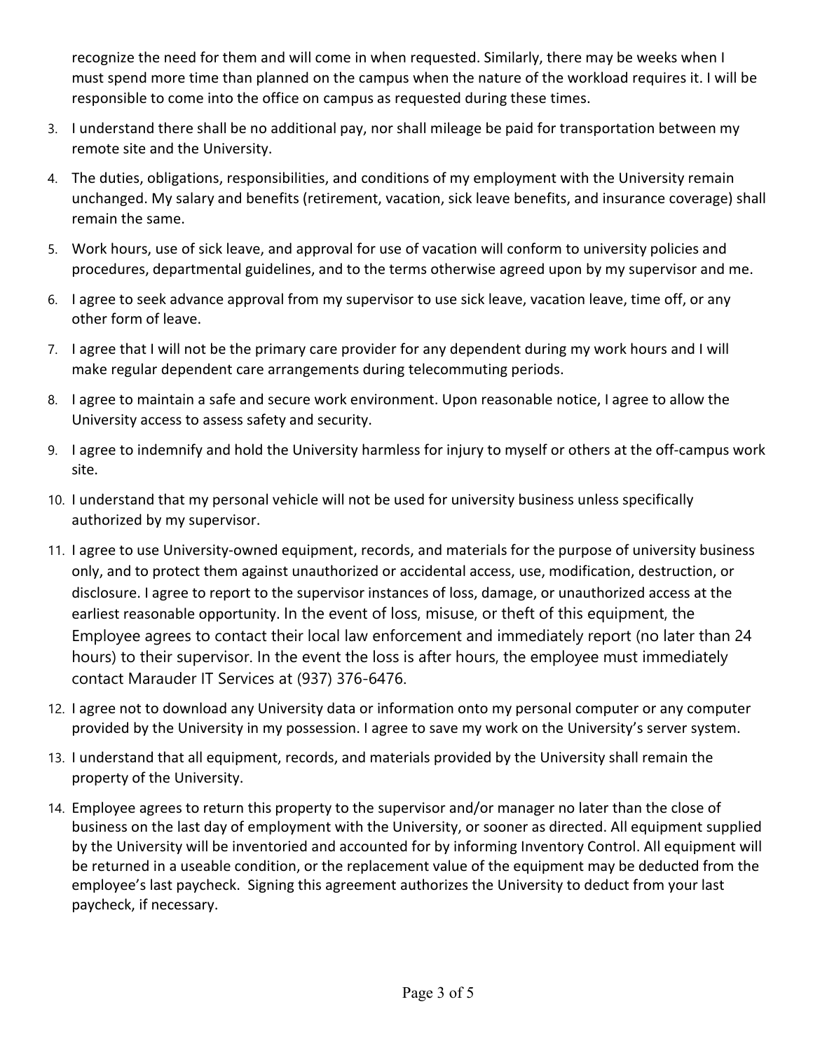recognize the need for them and will come in when requested. Similarly, there may be weeks when I must spend more time than planned on the campus when the nature of the workload requires it. I will be responsible to come into the office on campus as requested during these times.

3. I understand there shall be no additional pay, nor shall mileage be paid for transportation between my remote site and the University.
4. The duties, obligations, responsibilities, and conditions of my employment with the University remain unchanged. My salary and benefits (retirement, vacation, sick leave benefits, and insurance coverage) shall remain the same.
5. Work hours, use of sick leave, and approval for use of vacation will conform to university policies and procedures, departmental guidelines, and to the terms otherwise agreed upon by my supervisor and me.
6. I agree to seek advance approval from my supervisor to use sick leave, vacation leave, time off, or any other form of leave.
7. I agree that I will not be the primary care provider for any dependent during my work hours and I will make regular dependent care arrangements during telecommuting periods.
8. I agree to maintain a safe and secure work environment. Upon reasonable notice, I agree to allow the University access to assess safety and security.
9. I agree to indemnify and hold the University harmless for injury to myself or others at the off-campus work site.
10. I understand that my personal vehicle will not be used for university business unless specifically authorized by my supervisor.
11. I agree to use University-owned equipment, records, and materials for the purpose of university business only, and to protect them against unauthorized or accidental access, use, modification, destruction, or disclosure. I agree to report to the supervisor instances of loss, damage, or unauthorized access at the earliest reasonable opportunity. In the event of loss, misuse, or theft of this equipment, the Employee agrees to contact their local law enforcement and immediately report (no later than 24 hours) to their supervisor. In the event the loss is after hours, the employee must immediately contact Marauder IT Services at (937) 376-6476.
12. I agree not to download any University data or information onto my personal computer or any computer provided by the University in my possession. I agree to save my work on the University's server system.
13. I understand that all equipment, records, and materials provided by the University shall remain the property of the University.
14. Employee agrees to return this property to the supervisor and/or manager no later than the close of business on the last day of employment with the University, or sooner as directed. All equipment supplied by the University will be inventoried and accounted for by informing Inventory Control. All equipment will be returned in a useable condition, or the replacement value of the equipment may be deducted from the employee's last paycheck. Signing this agreement authorizes the University to deduct from your last paycheck, if necessary.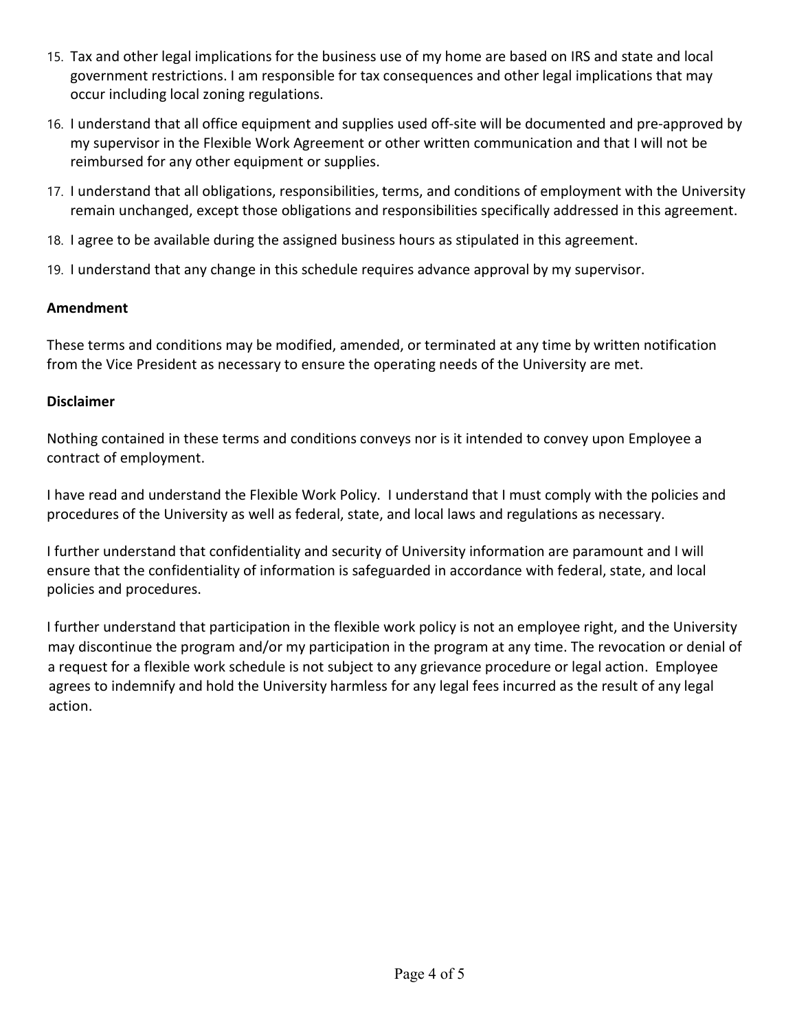15. Tax and other legal implications for the business use of my home are based on IRS and state and local government restrictions. I am responsible for tax consequences and other legal implications that may occur including local zoning regulations.
16. I understand that all office equipment and supplies used off-site will be documented and pre-approved by my supervisor in the Flexible Work Agreement or other written communication and that I will not be reimbursed for any other equipment or supplies.
17. I understand that all obligations, responsibilities, terms, and conditions of employment with the University remain unchanged, except those obligations and responsibilities specifically addressed in this agreement.
18. I agree to be available during the assigned business hours as stipulated in this agreement.
19. I understand that any change in this schedule requires advance approval by my supervisor.

**Amendment**

These terms and conditions may be modified, amended, or terminated at any time by written notification from the Vice President as necessary to ensure the operating needs of the University are met.

**Disclaimer**

Nothing contained in these terms and conditions conveys nor is it intended to convey upon Employee a contract of employment.

I have read and understand the Flexible Work Policy. I understand that I must comply with the policies and procedures of the University as well as federal, state, and local laws and regulations as necessary.

I further understand that confidentiality and security of University information are paramount and I will ensure that the confidentiality of information is safeguarded in accordance with federal, state, and local policies and procedures.

I further understand that participation in the flexible work policy is not an employee right, and the University may discontinue the program and/or my participation in the program at any time. The revocation or denial of a request for a flexible work schedule is not subject to any grievance procedure or legal action. Employee agrees to indemnify and hold the University harmless for any legal fees incurred as the result of any legal action.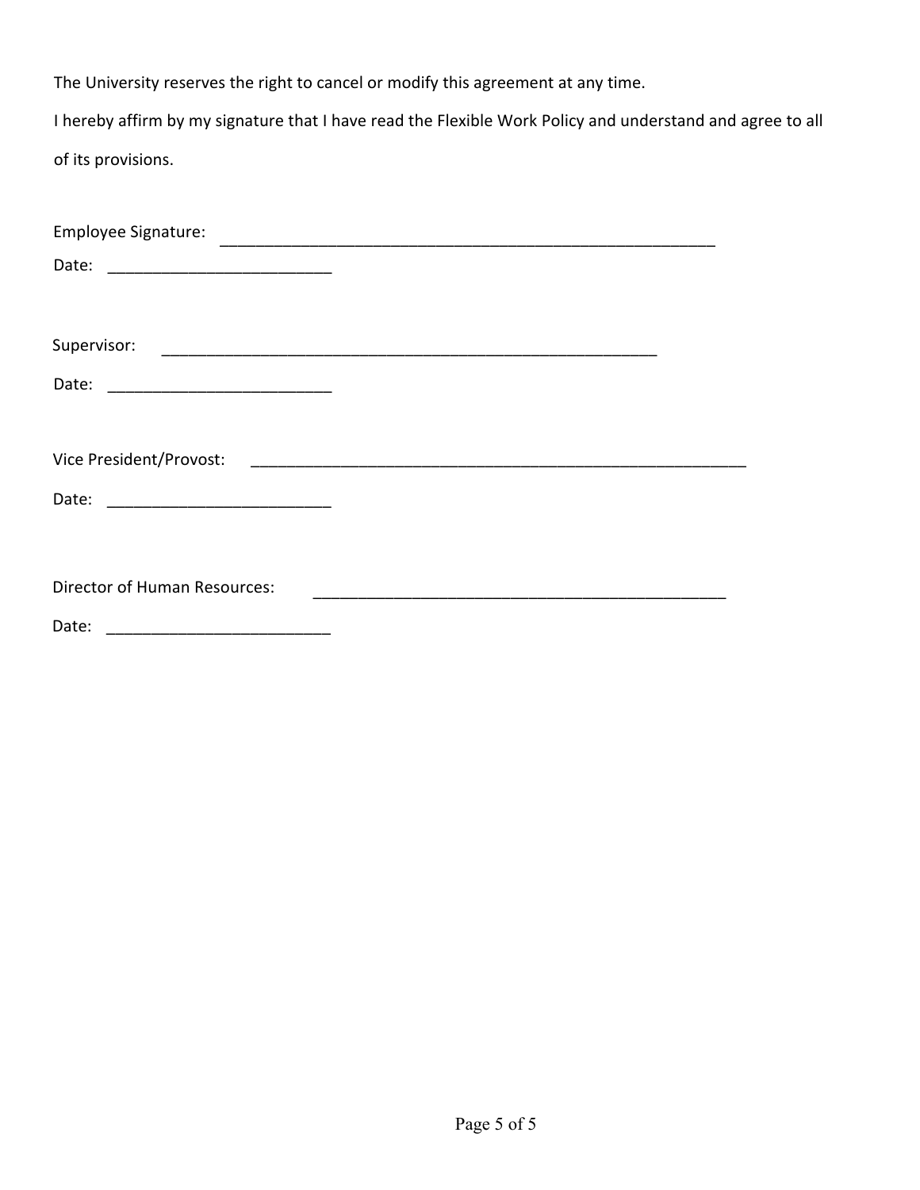The University reserves the right to cancel or modify this agreement at any time.

I hereby affirm by my signature that I have read the Flexible Work Policy and understand and agree to all of its provisions.

Employee Signature: ____________________________________________________________

Date: __________________________

Supervisor: ____________________________________________________________

Date: __________________________

Vice President/Provost: ____________________________________________________________

Date: __________________________

Director of Human Resources: ________________________________________________

Date: __________________________